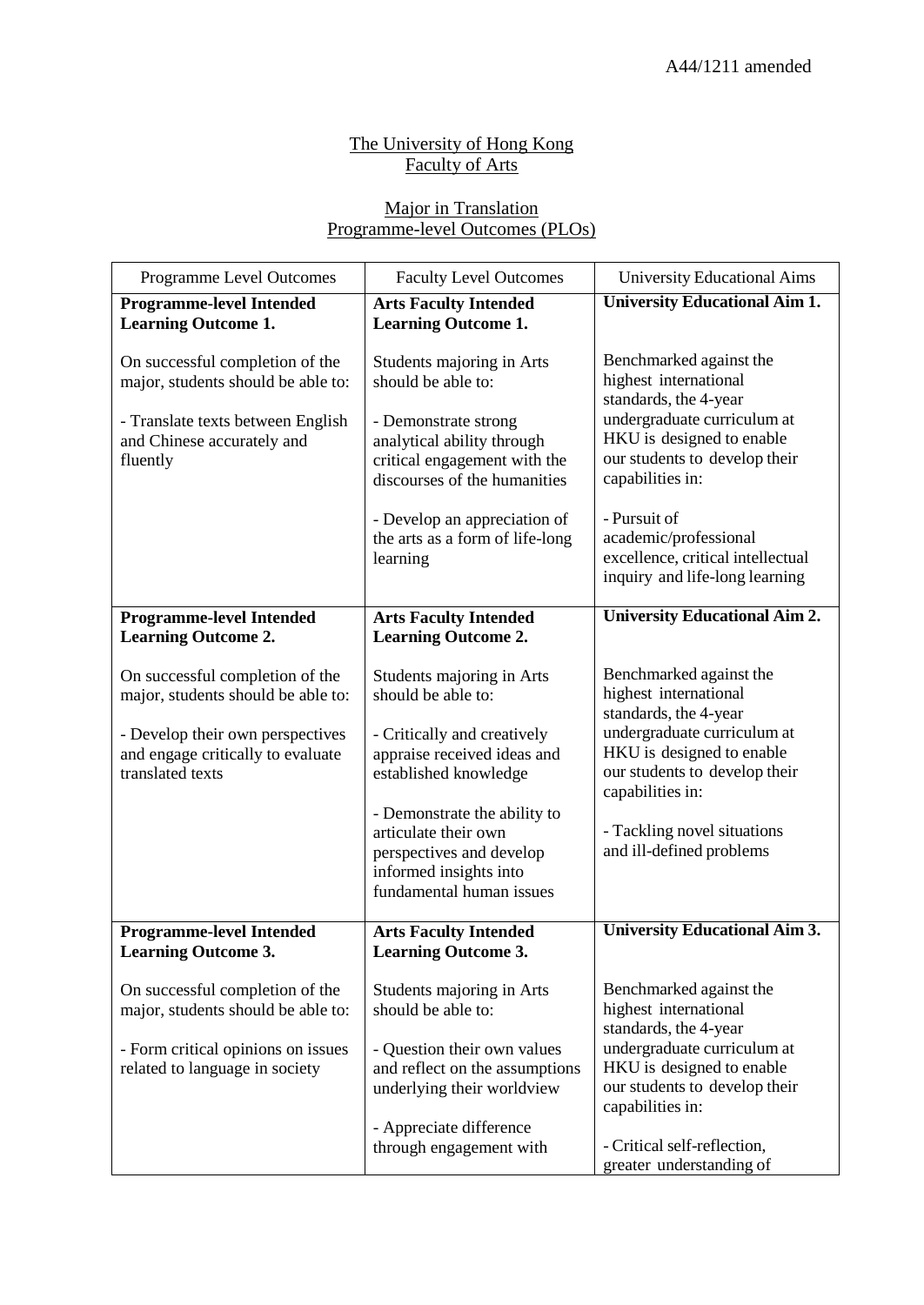A44/1211 amended

# The University of Hong Kong
## Faculty of Arts

## Major in Translation
## Programme-level Outcomes (PLOs)

| Programme Level Outcomes | Faculty Level Outcomes | University Educational Aims |
|---|---|---|
| **Programme-level Intended Learning Outcome 1.**<br><br>On successful completion of the major, students should be able to:<br><br>- Translate texts between English and Chinese accurately and fluently | **Arts Faculty Intended Learning Outcome 1.**<br><br>Students majoring in Arts should be able to:<br><br>- Demonstrate strong analytical ability through critical engagement with the discourses of the humanities<br><br>- Develop an appreciation of the arts as a form of life-long learning | **University Educational Aim 1.**<br><br>Benchmarked against the highest international standards, the 4-year undergraduate curriculum at HKU is designed to enable our students to develop their capabilities in:<br><br>- Pursuit of academic/professional excellence, critical intellectual inquiry and life-long learning |
| **Programme-level Intended Learning Outcome 2.**<br><br>On successful completion of the major, students should be able to:<br><br>- Develop their own perspectives and engage critically to evaluate translated texts | **Arts Faculty Intended Learning Outcome 2.**<br><br>Students majoring in Arts should be able to:<br><br>- Critically and creatively appraise received ideas and established knowledge<br><br>- Demonstrate the ability to articulate their own perspectives and develop informed insights into fundamental human issues | **University Educational Aim 2.**<br><br>Benchmarked against the highest international standards, the 4-year undergraduate curriculum at HKU is designed to enable our students to develop their capabilities in:<br><br>- Tackling novel situations and ill-defined problems |
| **Programme-level Intended Learning Outcome 3.**<br><br>On successful completion of the major, students should be able to:<br><br>- Form critical opinions on issues related to language in society | **Arts Faculty Intended Learning Outcome 3.**<br><br>Students majoring in Arts should be able to:<br><br>- Question their own values and reflect on the assumptions underlying their worldview<br><br>- Appreciate difference through engagement with | **University Educational Aim 3.**<br><br>Benchmarked against the highest international standards, the 4-year undergraduate curriculum at HKU is designed to enable our students to develop their capabilities in:<br><br>- Critical self-reflection, greater understanding of |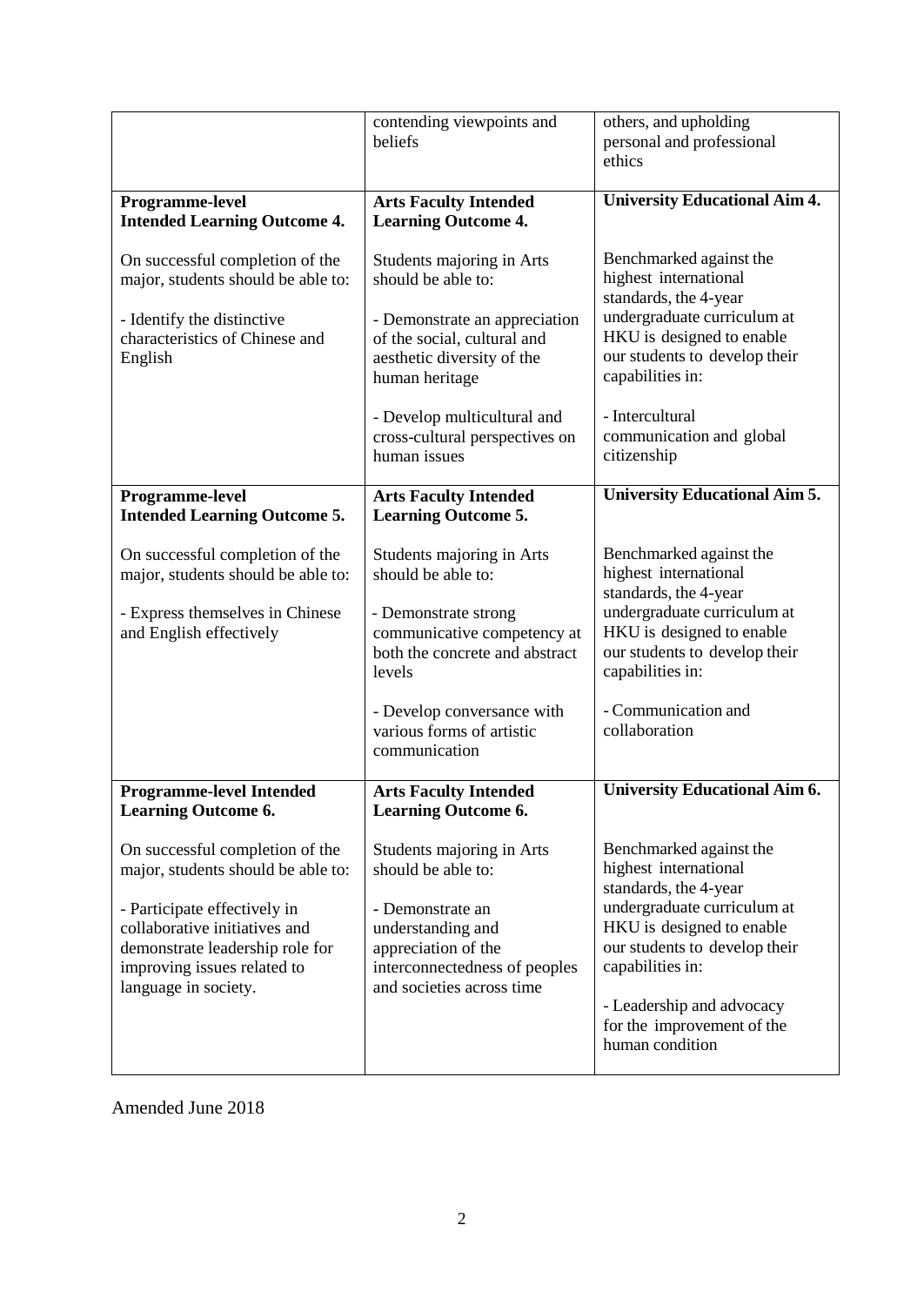| | | |
|---|---|---|
| | contending viewpoints and beliefs | others, and upholding personal and professional ethics |
| **Programme-level Intended Learning Outcome 4.**<br><br>On successful completion of the major, students should be able to:<br><br>- Identify the distinctive characteristics of Chinese and English | **Arts Faculty Intended Learning Outcome 4.**<br><br>Students majoring in Arts should be able to:<br><br>- Demonstrate an appreciation of the social, cultural and aesthetic diversity of the human heritage<br><br>- Develop multicultural and cross-cultural perspectives on human issues | **University Educational Aim 4.**<br><br>Benchmarked against the highest international standards, the 4-year undergraduate curriculum at HKU is designed to enable our students to develop their capabilities in:<br><br>- Intercultural communication and global citizenship |
| **Programme-level Intended Learning Outcome 5.**<br><br>On successful completion of the major, students should be able to:<br><br>- Express themselves in Chinese and English effectively | **Arts Faculty Intended Learning Outcome 5.**<br><br>Students majoring in Arts should be able to:<br><br>- Demonstrate strong communicative competency at both the concrete and abstract levels<br><br>- Develop conversance with various forms of artistic communication | **University Educational Aim 5.**<br><br>Benchmarked against the highest international standards, the 4-year undergraduate curriculum at HKU is designed to enable our students to develop their capabilities in:<br><br>- Communication and collaboration |
| **Programme-level Intended Learning Outcome 6.**<br><br>On successful completion of the major, students should be able to:<br><br>- Participate effectively in collaborative initiatives and demonstrate leadership role for improving issues related to language in society. | **Arts Faculty Intended Learning Outcome 6.**<br><br>Students majoring in Arts should be able to:<br><br>- Demonstrate an understanding and appreciation of the interconnectedness of peoples and societies across time | **University Educational Aim 6.**<br><br>Benchmarked against the highest international standards, the 4-year undergraduate curriculum at HKU is designed to enable our students to develop their capabilities in:<br><br>- Leadership and advocacy for the improvement of the human condition |

Amended June 2018